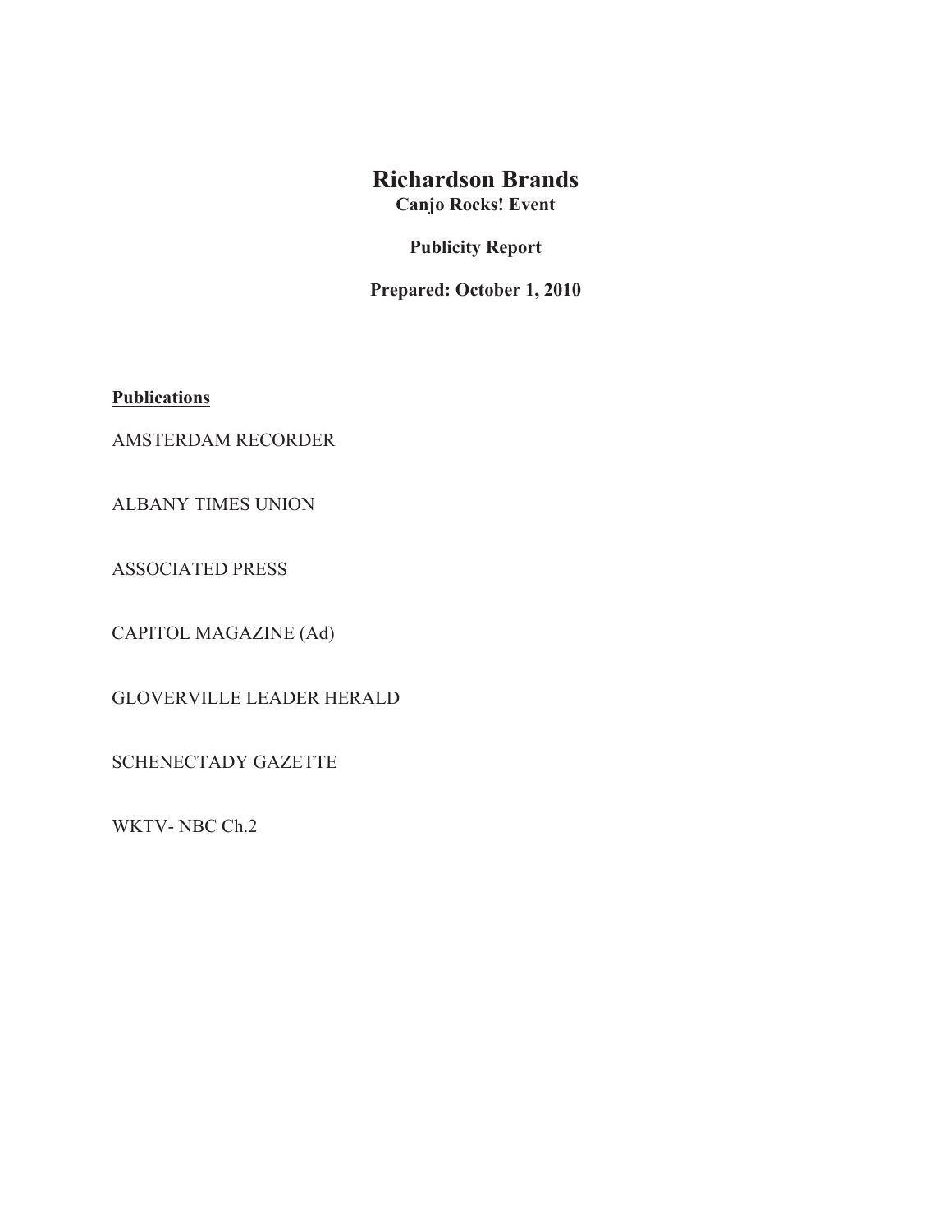# Richardson Brands

**Canjo Rocks! Event**

**Publicity Report**

**Prepared: October 1, 2010**

**Publications**

AMSTERDAM RECORDER

ALBANY TIMES UNION

ASSOCIATED PRESS

CAPITOL MAGAZINE (Ad)

GLOVERVILLE LEADER HERALD

SCHENECTADY GAZETTE

WKTV- NBC Ch.2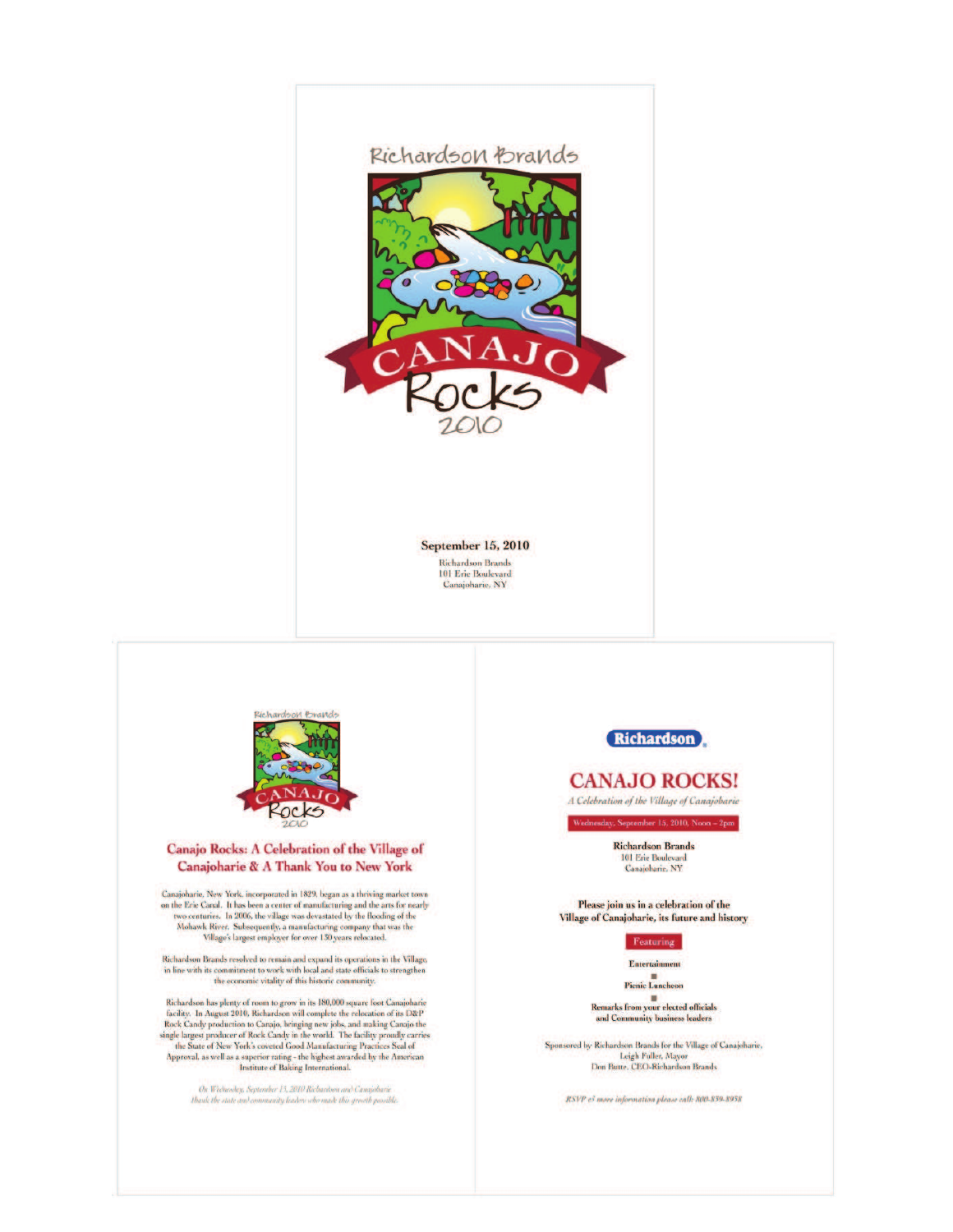Richardson Brands

CANAJO Rocks 2010

**September 15, 2010**

Richardson Brands
101 Erie Boulevard
Canajoharie, NY

Richardson Brands

CANAJO Rocks 2010

## Canajo Rocks: A Celebration of the Village of Canajoharie & A Thank You to New York

Canajoharie, New York, incorporated in 1829, began as a thriving market town on the Erie Canal. It has been a center of manufacturing and the arts for nearly two centuries. In 2006, the village was devastated by the flooding of the Mohawk River. Subsequently, a manufacturing company that was the Village's largest employer for over 130 years relocated.

Richardson Brands resolved to remain and expand its operations in the Village, in line with its commitment to work with local and state officials to strengthen the economic vitality of this historic community.

Richardson has plenty of room to grow in its 180,000 square foot Canajoharie facility. In August 2010, Richardson will complete the relocation of its D&P Rock Candy production to Canajo, bringing new jobs, and making Canajo the single largest producer of Rock Candy in the world. The facility proudly carries the State of New York's coveted Good Manufacturing Practices Seal of Approval, as well as a superior rating - the highest awarded by the American Institute of Baking International.

*On Wednesday, September 15, 2010 Richardson and Canajoharie thank the state and community leaders who made this growth possible.*

**Richardson**

## CANAJO ROCKS!

*A Celebration of the Village of Canajoharie*

Wednesday, September 15, 2010, Noon – 2pm

**Richardson Brands**
101 Erie Boulevard
Canajoharie, NY

**Please join us in a celebration of the Village of Canajoharie, its future and history**

Featuring

**Entertainment**

**Picnic Luncheon**

**Remarks from your elected officials and Community business leaders**

Sponsored by Richardson Brands for the Village of Canajoharie.
Leigh Fuller, Mayor
Don Butte, CEO-Richardson Brands

*RSVP & more information please call: 800-839-8938*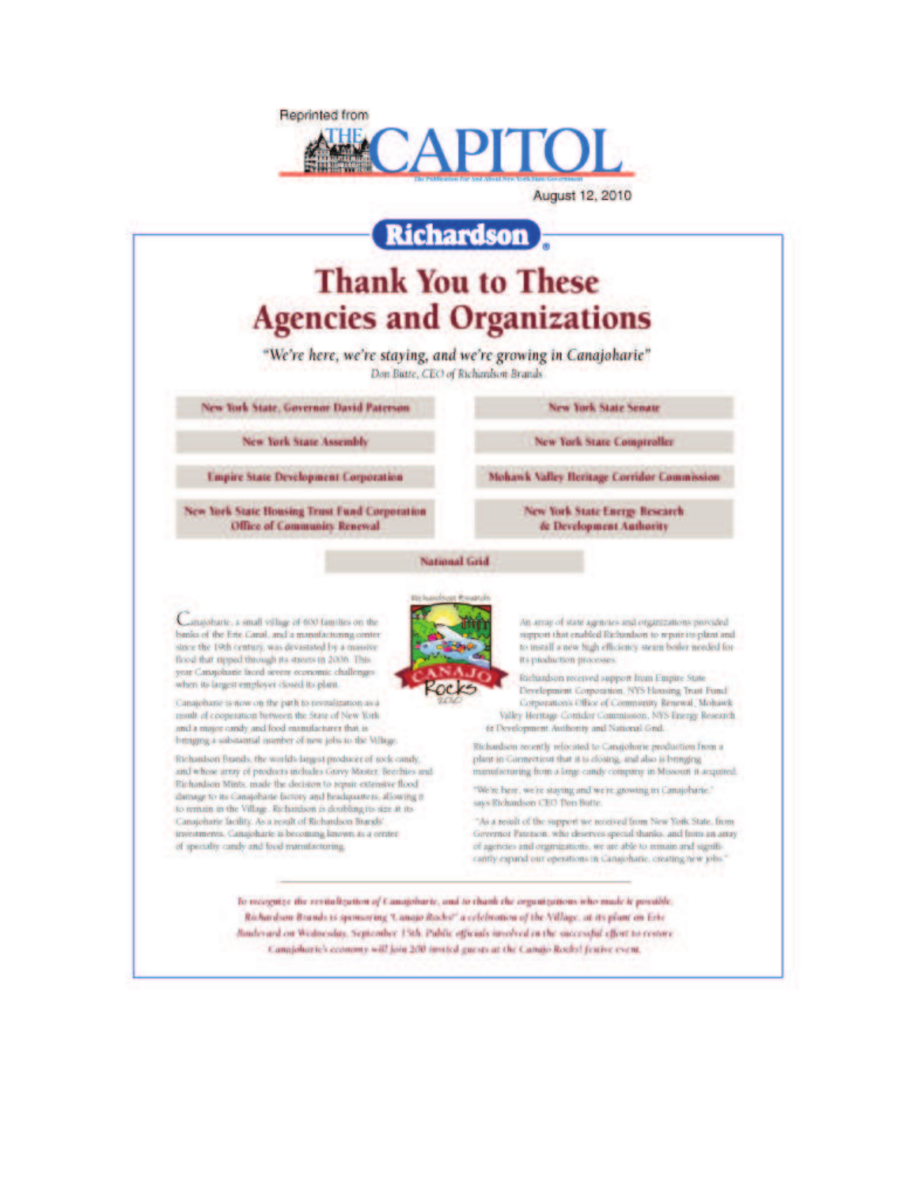Reprinted from

THE CAPITOL

The Publication For And About New York State Government

August 12, 2010

**Richardson**

# Thank You to These Agencies and Organizations

*"We're here, we're staying, and we're growing in Canajoharie"*
*Don Butte, CEO of Richardson Brands*

- **New York State, Governor David Paterson**
- **New York State Senate**
- **New York State Assembly**
- **New York State Comptroller**
- **Empire State Development Corporation**
- **Mohawk Valley Heritage Corridor Commission**
- **New York State Housing Trust Fund Corporation Office of Community Renewal**
- **New York State Energy Research & Development Authority**
- **National Grid**

Canajoharie, a small village of 600 families on the banks of the Erie Canal, and a manufacturing center since the 19th century, was devastated by a massive flood that ripped through its streets in 2006. This year Canajoharie faced severe economic challenges when its largest employer closed its plant.

Canajoharie is now on the path to revitalization as a result of cooperation between the State of New York and a major candy and food manufacturer that is bringing a substantial number of new jobs to the Village.

Richardson Brands, the world's largest producer of rock candy, and whose array of products includes Gravy Master, Beechies and Richardson Mints, made the decision to repair extensive flood damage to its Canajoharie factory and headquarters, allowing it to remain in the Village. Richardson is doubling its size at its Canajoharie facility. As a result of Richardson Brands' investments, Canajoharie is becoming known as a center of specialty candy and food manufacturing.

Richardson Brands

CANAJO Rocks 2010

An array of state agencies and organizations provided support that enabled Richardson to repair its plant and to install a new high efficiency steam boiler needed for its production processes.

Richardson received support from Empire State Development Corporation, NYS Housing Trust Fund Corporation's Office of Community Renewal, Mohawk Valley Heritage Corridor Commission, NYS Energy Research & Development Authority and National Grid.

Richardson recently relocated to Canajoharie production from a plant in Connecticut that it is closing, and also is bringing manufacturing from a large candy company in Missouri it acquired.

"We're here, we're staying and we're growing in Canajoharie," says Richardson CEO Don Butte.

"As a result of the support we received from New York State, from Governor Paterson, who deserves special thanks, and from an array of agencies and organizations, we are able to remain and significantly expand our operations in Canajoharie, creating new jobs."

*To recognize the revitalization of Canajoharie, and to thank the organizations who made it possible, Richardson Brands is sponsoring "Canajo Rocks!" a celebration of the Village, at its plant on Erie Boulevard on Wednesday, September 15th. Public officials involved in the successful effort to restore Canajoharie's economy will join 200 invited guests at the Canajo Rocks! festive event.*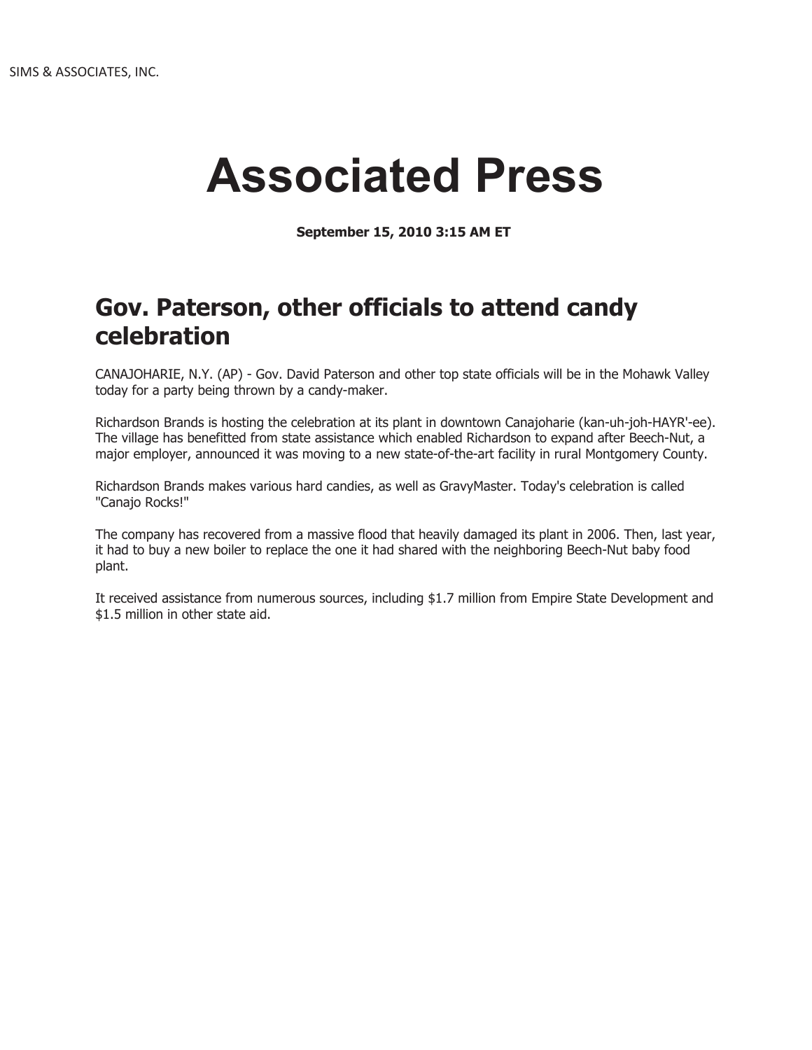SIMS & ASSOCIATES, INC.

# Associated Press

**September 15, 2010 3:15 AM ET**

## Gov. Paterson, other officials to attend candy celebration

CANAJOHARIE, N.Y. (AP) - Gov. David Paterson and other top state officials will be in the Mohawk Valley today for a party being thrown by a candy-maker.

Richardson Brands is hosting the celebration at its plant in downtown Canajoharie (kan-uh-joh-HAYR'-ee). The village has benefitted from state assistance which enabled Richardson to expand after Beech-Nut, a major employer, announced it was moving to a new state-of-the-art facility in rural Montgomery County.

Richardson Brands makes various hard candies, as well as GravyMaster. Today's celebration is called "Canajo Rocks!"

The company has recovered from a massive flood that heavily damaged its plant in 2006. Then, last year, it had to buy a new boiler to replace the one it had shared with the neighboring Beech-Nut baby food plant.

It received assistance from numerous sources, including $1.7 million from Empire State Development and $1.5 million in other state aid.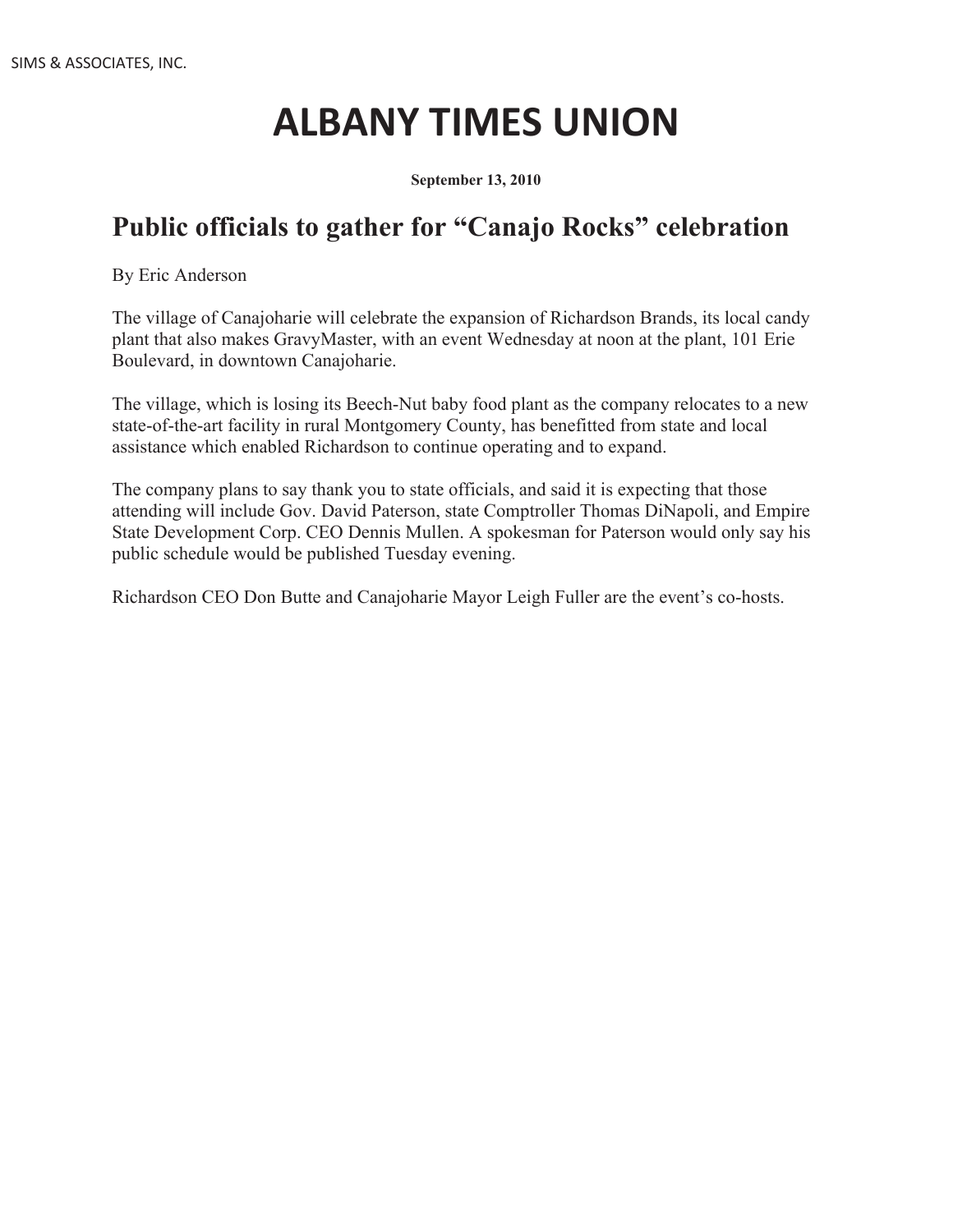SIMS & ASSOCIATES, INC.

# ALBANY TIMES UNION

**September 13, 2010**

## Public officials to gather for "Canajo Rocks" celebration

By Eric Anderson

The village of Canajoharie will celebrate the expansion of Richardson Brands, its local candy plant that also makes GravyMaster, with an event Wednesday at noon at the plant, 101 Erie Boulevard, in downtown Canajoharie.

The village, which is losing its Beech-Nut baby food plant as the company relocates to a new state-of-the-art facility in rural Montgomery County, has benefitted from state and local assistance which enabled Richardson to continue operating and to expand.

The company plans to say thank you to state officials, and said it is expecting that those attending will include Gov. David Paterson, state Comptroller Thomas DiNapoli, and Empire State Development Corp. CEO Dennis Mullen. A spokesman for Paterson would only say his public schedule would be published Tuesday evening.

Richardson CEO Don Butte and Canajoharie Mayor Leigh Fuller are the event's co-hosts.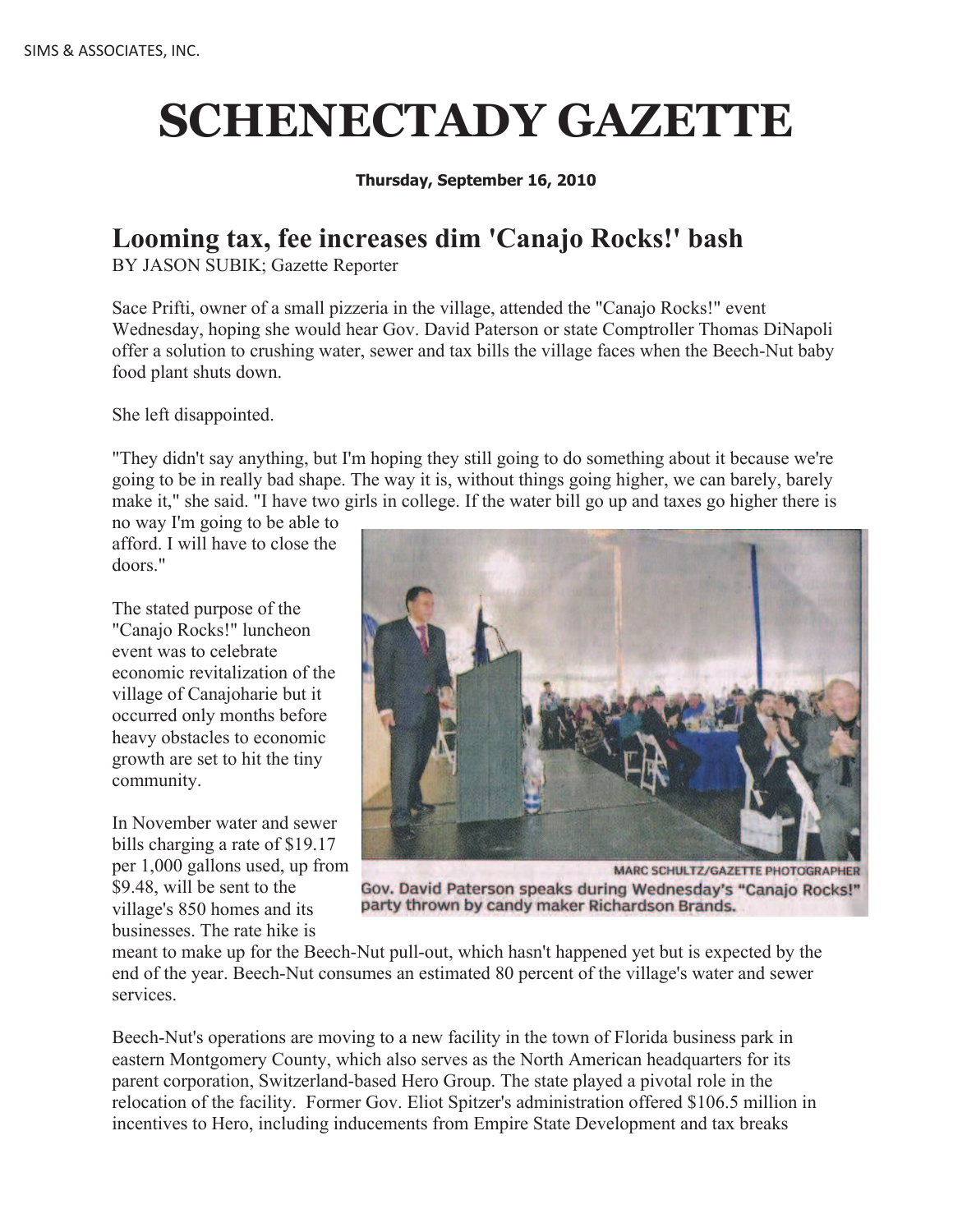SIMS & ASSOCIATES, INC.

# SCHENECTADY GAZETTE

**Thursday, September 16, 2010**

## Looming tax, fee increases dim 'Canajo Rocks!' bash

BY JASON SUBIK; Gazette Reporter

Sace Prifti, owner of a small pizzeria in the village, attended the "Canajo Rocks!" event Wednesday, hoping she would hear Gov. David Paterson or state Comptroller Thomas DiNapoli offer a solution to crushing water, sewer and tax bills the village faces when the Beech-Nut baby food plant shuts down.

She left disappointed.

"They didn't say anything, but I'm hoping they still going to do something about it because we're going to be in really bad shape. The way it is, without things going higher, we can barely, barely make it," she said. "I have two girls in college. If the water bill go up and taxes go higher there is no way I'm going to be able to afford. I will have to close the doors."

The stated purpose of the "Canajo Rocks!" luncheon event was to celebrate economic revitalization of the village of Canajoharie but it occurred only months before heavy obstacles to economic growth are set to hit the tiny community.

MARC SCHULTZ/GAZETTE PHOTOGRAPHER

Gov. David Paterson speaks during Wednesday's "Canajo Rocks!" party thrown by candy maker Richardson Brands.

In November water and sewer bills charging a rate of $19.17 per 1,000 gallons used, up from $9.48, will be sent to the village's 850 homes and its businesses. The rate hike is meant to make up for the Beech-Nut pull-out, which hasn't happened yet but is expected by the end of the year. Beech-Nut consumes an estimated 80 percent of the village's water and sewer services.

Beech-Nut's operations are moving to a new facility in the town of Florida business park in eastern Montgomery County, which also serves as the North American headquarters for its parent corporation, Switzerland-based Hero Group. The state played a pivotal role in the relocation of the facility. Former Gov. Eliot Spitzer's administration offered $106.5 million in incentives to Hero, including inducements from Empire State Development and tax breaks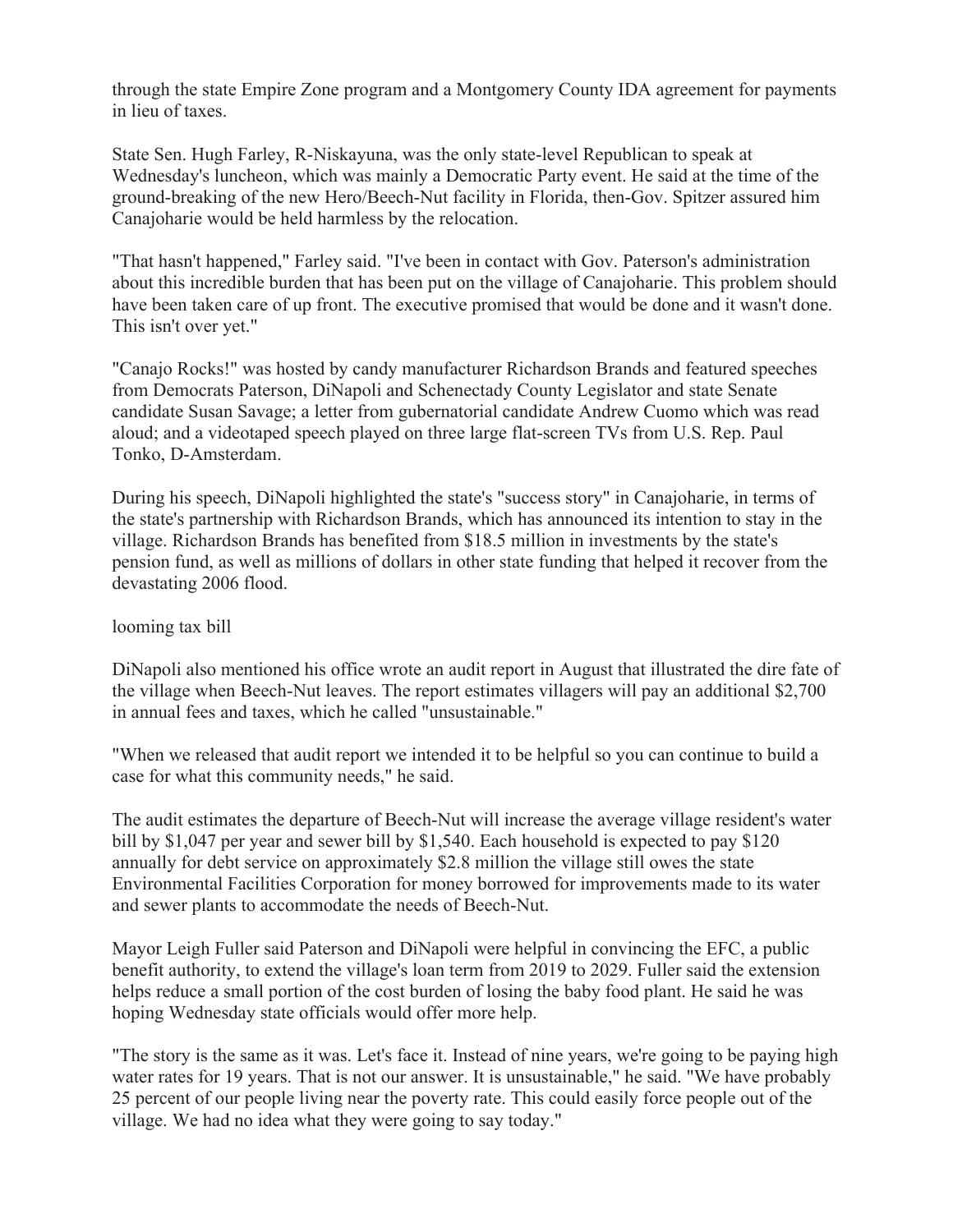through the state Empire Zone program and a Montgomery County IDA agreement for payments in lieu of taxes.

State Sen. Hugh Farley, R-Niskayuna, was the only state-level Republican to speak at Wednesday's luncheon, which was mainly a Democratic Party event. He said at the time of the ground-breaking of the new Hero/Beech-Nut facility in Florida, then-Gov. Spitzer assured him Canajoharie would be held harmless by the relocation.

"That hasn't happened," Farley said. "I've been in contact with Gov. Paterson's administration about this incredible burden that has been put on the village of Canajoharie. This problem should have been taken care of up front. The executive promised that would be done and it wasn't done. This isn't over yet."

"Canajo Rocks!" was hosted by candy manufacturer Richardson Brands and featured speeches from Democrats Paterson, DiNapoli and Schenectady County Legislator and state Senate candidate Susan Savage; a letter from gubernatorial candidate Andrew Cuomo which was read aloud; and a videotaped speech played on three large flat-screen TVs from U.S. Rep. Paul Tonko, D-Amsterdam.

During his speech, DiNapoli highlighted the state's "success story" in Canajoharie, in terms of the state's partnership with Richardson Brands, which has announced its intention to stay in the village. Richardson Brands has benefited from $18.5 million in investments by the state's pension fund, as well as millions of dollars in other state funding that helped it recover from the devastating 2006 flood.

looming tax bill

DiNapoli also mentioned his office wrote an audit report in August that illustrated the dire fate of the village when Beech-Nut leaves. The report estimates villagers will pay an additional $2,700 in annual fees and taxes, which he called "unsustainable."

"When we released that audit report we intended it to be helpful so you can continue to build a case for what this community needs," he said.

The audit estimates the departure of Beech-Nut will increase the average village resident's water bill by $1,047 per year and sewer bill by $1,540. Each household is expected to pay $120 annually for debt service on approximately $2.8 million the village still owes the state Environmental Facilities Corporation for money borrowed for improvements made to its water and sewer plants to accommodate the needs of Beech-Nut.

Mayor Leigh Fuller said Paterson and DiNapoli were helpful in convincing the EFC, a public benefit authority, to extend the village's loan term from 2019 to 2029. Fuller said the extension helps reduce a small portion of the cost burden of losing the baby food plant. He said he was hoping Wednesday state officials would offer more help.

"The story is the same as it was. Let's face it. Instead of nine years, we're going to be paying high water rates for 19 years. That is not our answer. It is unsustainable," he said. "We have probably 25 percent of our people living near the poverty rate. This could easily force people out of the village. We had no idea what they were going to say today."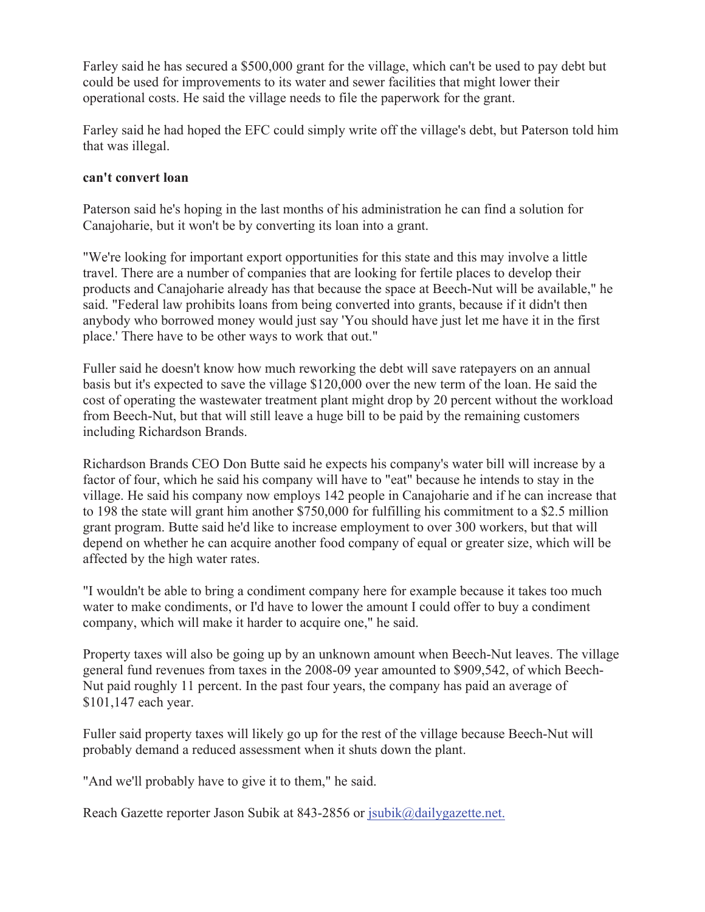Farley said he has secured a $500,000 grant for the village, which can't be used to pay debt but could be used for improvements to its water and sewer facilities that might lower their operational costs. He said the village needs to file the paperwork for the grant.

Farley said he had hoped the EFC could simply write off the village's debt, but Paterson told him that was illegal.

**can't convert loan**

Paterson said he's hoping in the last months of his administration he can find a solution for Canajoharie, but it won't be by converting its loan into a grant.

"We're looking for important export opportunities for this state and this may involve a little travel. There are a number of companies that are looking for fertile places to develop their products and Canajoharie already has that because the space at Beech-Nut will be available," he said. "Federal law prohibits loans from being converted into grants, because if it didn't then anybody who borrowed money would just say 'You should have just let me have it in the first place.' There have to be other ways to work that out."

Fuller said he doesn't know how much reworking the debt will save ratepayers on an annual basis but it's expected to save the village $120,000 over the new term of the loan. He said the cost of operating the wastewater treatment plant might drop by 20 percent without the workload from Beech-Nut, but that will still leave a huge bill to be paid by the remaining customers including Richardson Brands.

Richardson Brands CEO Don Butte said he expects his company's water bill will increase by a factor of four, which he said his company will have to "eat" because he intends to stay in the village. He said his company now employs 142 people in Canajoharie and if he can increase that to 198 the state will grant him another $750,000 for fulfilling his commitment to a $2.5 million grant program. Butte said he'd like to increase employment to over 300 workers, but that will depend on whether he can acquire another food company of equal or greater size, which will be affected by the high water rates.

"I wouldn't be able to bring a condiment company here for example because it takes too much water to make condiments, or I'd have to lower the amount I could offer to buy a condiment company, which will make it harder to acquire one," he said.

Property taxes will also be going up by an unknown amount when Beech-Nut leaves. The village general fund revenues from taxes in the 2008-09 year amounted to $909,542, of which Beech-Nut paid roughly 11 percent. In the past four years, the company has paid an average of $101,147 each year.

Fuller said property taxes will likely go up for the rest of the village because Beech-Nut will probably demand a reduced assessment when it shuts down the plant.

"And we'll probably have to give it to them," he said.

Reach Gazette reporter Jason Subik at 843-2856 or [jsubik@dailygazette.net.](mailto:jsubik@dailygazette.net)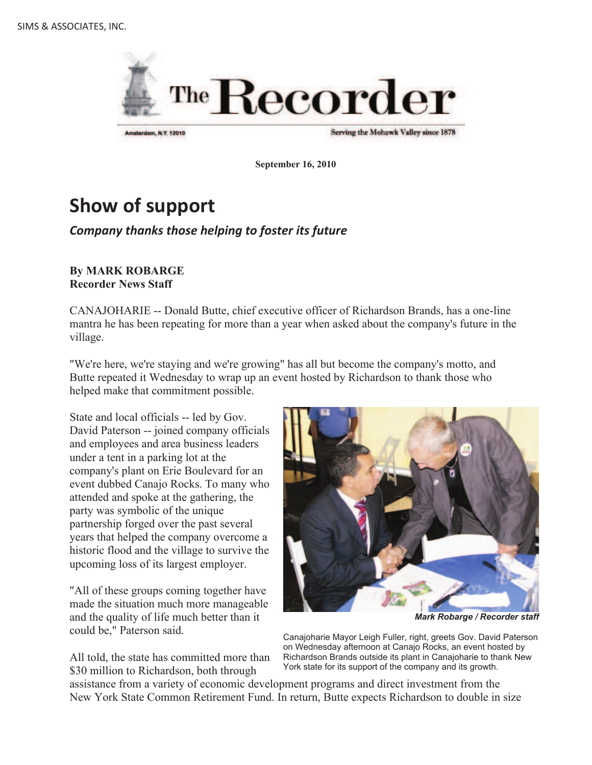SIMS & ASSOCIATES, INC.

The Recorder

Amsterdam, N.Y. 12010

Serving the Mohawk Valley since 1878

**September 16, 2010**

# Show of support

## *Company thanks those helping to foster its future*

**By MARK ROBARGE**
**Recorder News Staff**

CANAJOHARIE -- Donald Butte, chief executive officer of Richardson Brands, has a one-line mantra he has been repeating for more than a year when asked about the company's future in the village.

"We're here, we're staying and we're growing" has all but become the company's motto, and Butte repeated it Wednesday to wrap up an event hosted by Richardson to thank those who helped make that commitment possible.

State and local officials -- led by Gov. David Paterson -- joined company officials and employees and area business leaders under a tent in a parking lot at the company's plant on Erie Boulevard for an event dubbed Canajo Rocks. To many who attended and spoke at the gathering, the party was symbolic of the unique partnership forged over the past several years that helped the company overcome a historic flood and the village to survive the upcoming loss of its largest employer.

"All of these groups coming together have made the situation much more manageable and the quality of life much better than it could be," Paterson said.

*Mark Robarge / Recorder staff*

Canajoharie Mayor Leigh Fuller, right, greets Gov. David Paterson on Wednesday afternoon at Canajo Rocks, an event hosted by Richardson Brands outside its plant in Canajoharie to thank New York state for its support of the company and its growth.

All told, the state has committed more than $30 million to Richardson, both through assistance from a variety of economic development programs and direct investment from the New York State Common Retirement Fund. In return, Butte expects Richardson to double in size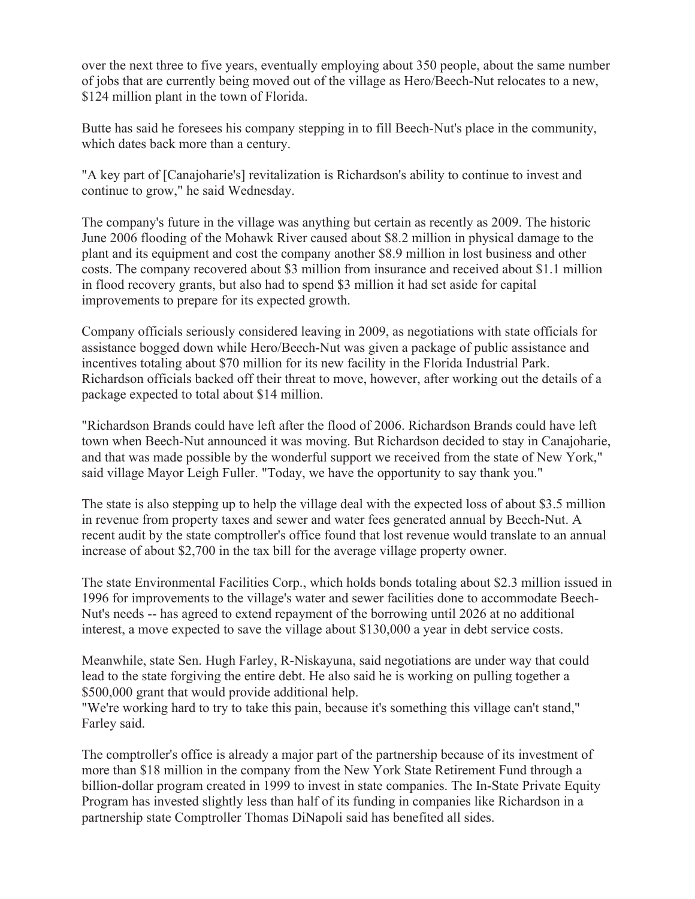over the next three to five years, eventually employing about 350 people, about the same number of jobs that are currently being moved out of the village as Hero/Beech-Nut relocates to a new, $124 million plant in the town of Florida.

Butte has said he foresees his company stepping in to fill Beech-Nut's place in the community, which dates back more than a century.

"A key part of [Canajoharie's] revitalization is Richardson's ability to continue to invest and continue to grow," he said Wednesday.

The company's future in the village was anything but certain as recently as 2009. The historic June 2006 flooding of the Mohawk River caused about $8.2 million in physical damage to the plant and its equipment and cost the company another $8.9 million in lost business and other costs. The company recovered about $3 million from insurance and received about $1.1 million in flood recovery grants, but also had to spend $3 million it had set aside for capital improvements to prepare for its expected growth.

Company officials seriously considered leaving in 2009, as negotiations with state officials for assistance bogged down while Hero/Beech-Nut was given a package of public assistance and incentives totaling about $70 million for its new facility in the Florida Industrial Park. Richardson officials backed off their threat to move, however, after working out the details of a package expected to total about $14 million.

"Richardson Brands could have left after the flood of 2006. Richardson Brands could have left town when Beech-Nut announced it was moving. But Richardson decided to stay in Canajoharie, and that was made possible by the wonderful support we received from the state of New York," said village Mayor Leigh Fuller. "Today, we have the opportunity to say thank you."

The state is also stepping up to help the village deal with the expected loss of about $3.5 million in revenue from property taxes and sewer and water fees generated annual by Beech-Nut. A recent audit by the state comptroller's office found that lost revenue would translate to an annual increase of about $2,700 in the tax bill for the average village property owner.

The state Environmental Facilities Corp., which holds bonds totaling about $2.3 million issued in 1996 for improvements to the village's water and sewer facilities done to accommodate Beech-Nut's needs -- has agreed to extend repayment of the borrowing until 2026 at no additional interest, a move expected to save the village about $130,000 a year in debt service costs.

Meanwhile, state Sen. Hugh Farley, R-Niskayuna, said negotiations are under way that could lead to the state forgiving the entire debt. He also said he is working on pulling together a $500,000 grant that would provide additional help.
"We're working hard to try to take this pain, because it's something this village can't stand," Farley said.

The comptroller's office is already a major part of the partnership because of its investment of more than $18 million in the company from the New York State Retirement Fund through a billion-dollar program created in 1999 to invest in state companies. The In-State Private Equity Program has invested slightly less than half of its funding in companies like Richardson in a partnership state Comptroller Thomas DiNapoli said has benefited all sides.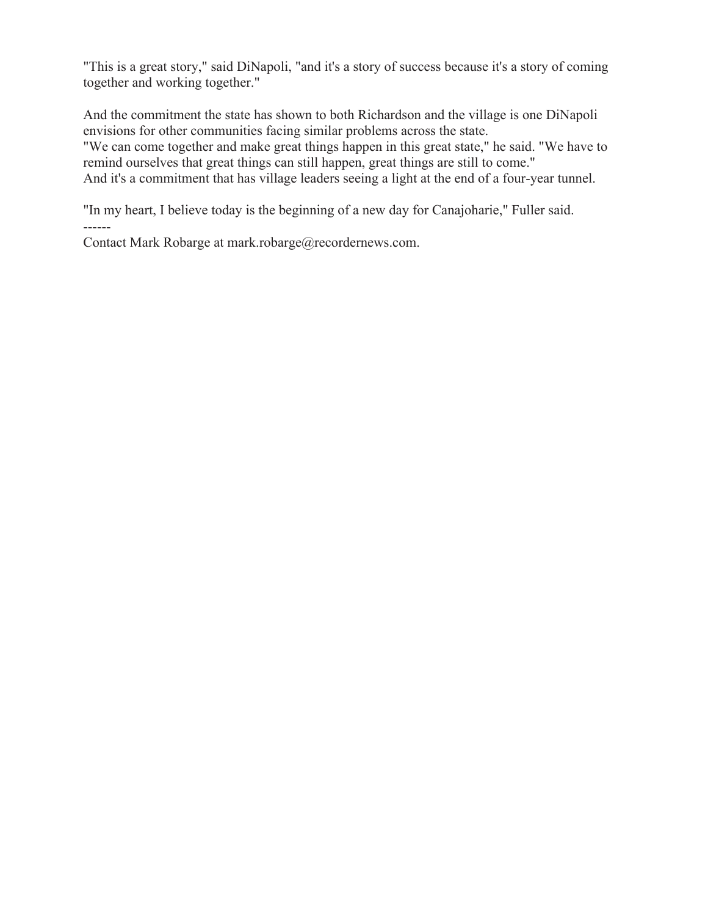"This is a great story," said DiNapoli, "and it's a story of success because it's a story of coming together and working together."

And the commitment the state has shown to both Richardson and the village is one DiNapoli envisions for other communities facing similar problems across the state.
"We can come together and make great things happen in this great state," he said. "We have to remind ourselves that great things can still happen, great things are still to come."
And it's a commitment that has village leaders seeing a light at the end of a four-year tunnel.

"In my heart, I believe today is the beginning of a new day for Canajoharie," Fuller said.
------
Contact Mark Robarge at mark.robarge@recordernews.com.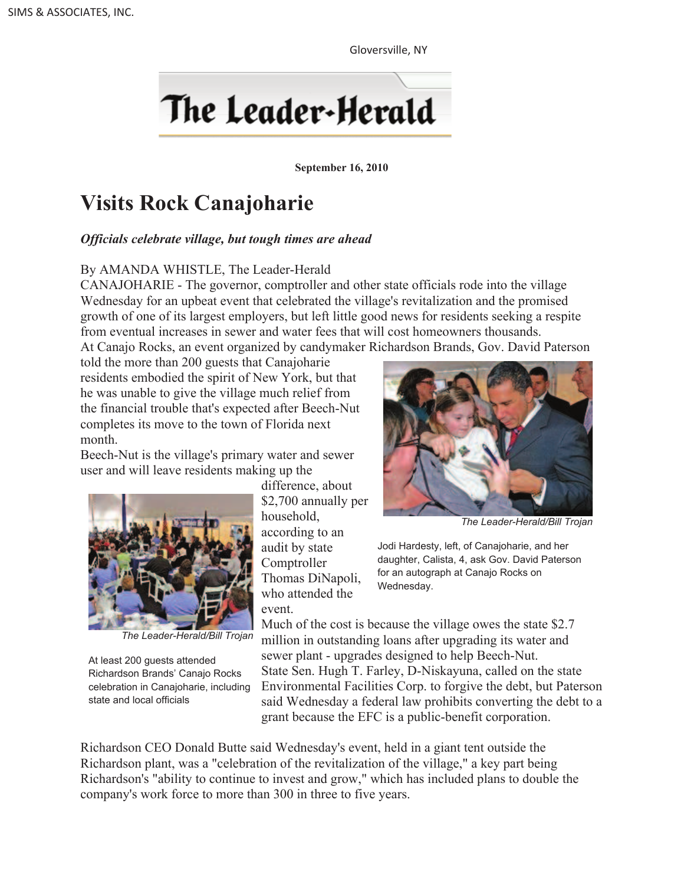Gloversville, NY

# The Leader-Herald

**September 16, 2010**

# Visits Rock Canajoharie

***Officials celebrate village, but tough times are ahead***

By AMANDA WHISTLE, The Leader-Herald

CANAJOHARIE - The governor, comptroller and other state officials rode into the village Wednesday for an upbeat event that celebrated the village's revitalization and the promised growth of one of its largest employers, but left little good news for residents seeking a respite from eventual increases in sewer and water fees that will cost homeowners thousands.

At Canajo Rocks, an event organized by candymaker Richardson Brands, Gov. David Paterson told the more than 200 guests that Canajoharie residents embodied the spirit of New York, but that he was unable to give the village much relief from the financial trouble that's expected after Beech-Nut completes its move to the town of Florida next month.

Beech-Nut is the village's primary water and sewer user and will leave residents making up the difference, about $2,700 annually per household, according to an audit by state Comptroller Thomas DiNapoli, who attended the event.

*The Leader-Herald/Bill Trojan*

At least 200 guests attended Richardson Brands' Canajo Rocks celebration in Canajoharie, including state and local officials

*The Leader-Herald/Bill Trojan*

Jodi Hardesty, left, of Canajoharie, and her daughter, Calista, 4, ask Gov. David Paterson for an autograph at Canajo Rocks on Wednesday.

Much of the cost is because the village owes the state $2.7 million in outstanding loans after upgrading its water and sewer plant - upgrades designed to help Beech-Nut.

State Sen. Hugh T. Farley, D-Niskayuna, called on the state Environmental Facilities Corp. to forgive the debt, but Paterson said Wednesday a federal law prohibits converting the debt to a grant because the EFC is a public-benefit corporation.

Richardson CEO Donald Butte said Wednesday's event, held in a giant tent outside the Richardson plant, was a "celebration of the revitalization of the village," a key part being Richardson's "ability to continue to invest and grow," which has included plans to double the company's work force to more than 300 in three to five years.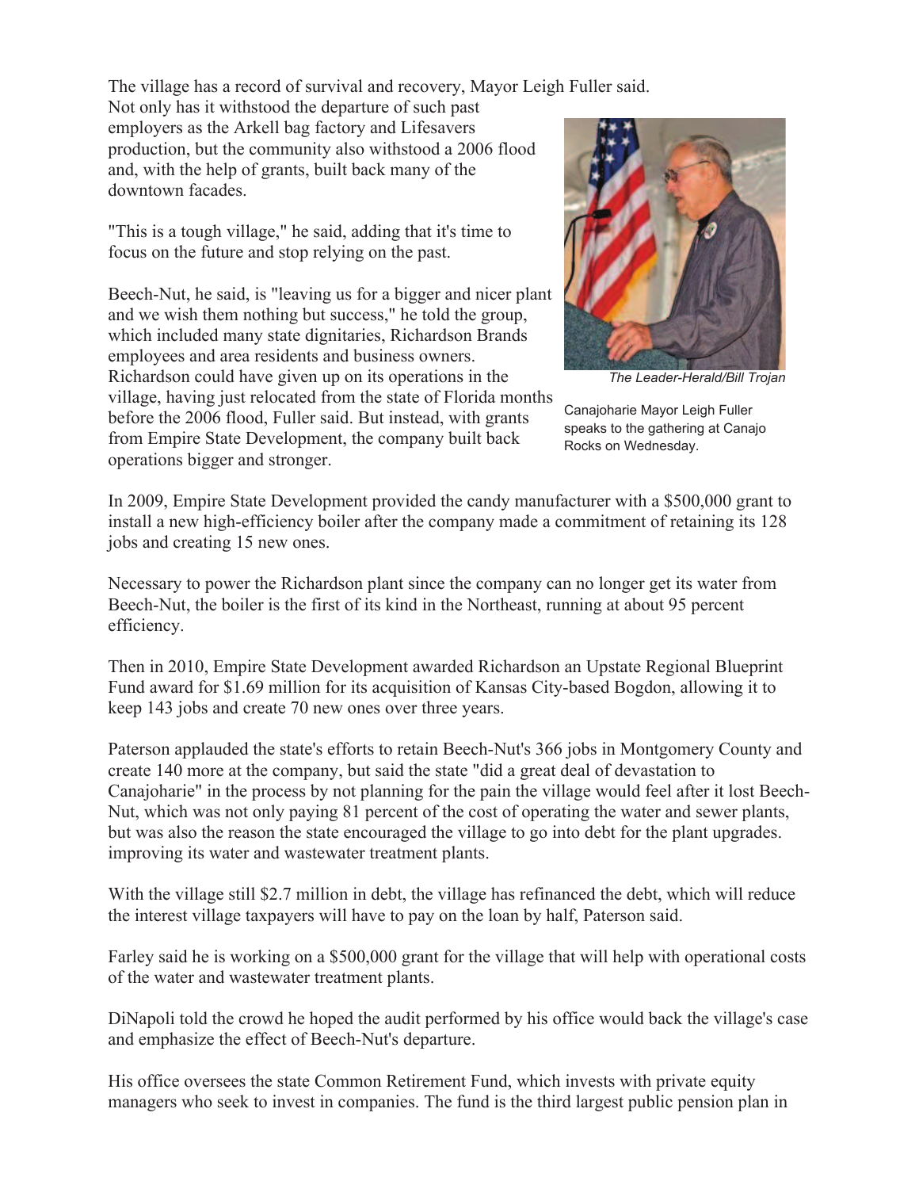The village has a record of survival and recovery, Mayor Leigh Fuller said. Not only has it withstood the departure of such past employers as the Arkell bag factory and Lifesavers production, but the community also withstood a 2006 flood and, with the help of grants, built back many of the downtown facades.

"This is a tough village," he said, adding that it's time to focus on the future and stop relying on the past.

Beech-Nut, he said, is "leaving us for a bigger and nicer plant and we wish them nothing but success," he told the group, which included many state dignitaries, Richardson Brands employees and area residents and business owners. Richardson could have given up on its operations in the village, having just relocated from the state of Florida months before the 2006 flood, Fuller said. But instead, with grants from Empire State Development, the company built back operations bigger and stronger.

*The Leader-Herald/Bill Trojan*

Canajoharie Mayor Leigh Fuller speaks to the gathering at Canajo Rocks on Wednesday.

In 2009, Empire State Development provided the candy manufacturer with a $500,000 grant to install a new high-efficiency boiler after the company made a commitment of retaining its 128 jobs and creating 15 new ones.

Necessary to power the Richardson plant since the company can no longer get its water from Beech-Nut, the boiler is the first of its kind in the Northeast, running at about 95 percent efficiency.

Then in 2010, Empire State Development awarded Richardson an Upstate Regional Blueprint Fund award for $1.69 million for its acquisition of Kansas City-based Bogdon, allowing it to keep 143 jobs and create 70 new ones over three years.

Paterson applauded the state's efforts to retain Beech-Nut's 366 jobs in Montgomery County and create 140 more at the company, but said the state "did a great deal of devastation to Canajoharie" in the process by not planning for the pain the village would feel after it lost Beech-Nut, which was not only paying 81 percent of the cost of operating the water and sewer plants, but was also the reason the state encouraged the village to go into debt for the plant upgrades. improving its water and wastewater treatment plants.

With the village still $2.7 million in debt, the village has refinanced the debt, which will reduce the interest village taxpayers will have to pay on the loan by half, Paterson said.

Farley said he is working on a $500,000 grant for the village that will help with operational costs of the water and wastewater treatment plants.

DiNapoli told the crowd he hoped the audit performed by his office would back the village's case and emphasize the effect of Beech-Nut's departure.

His office oversees the state Common Retirement Fund, which invests with private equity managers who seek to invest in companies. The fund is the third largest public pension plan in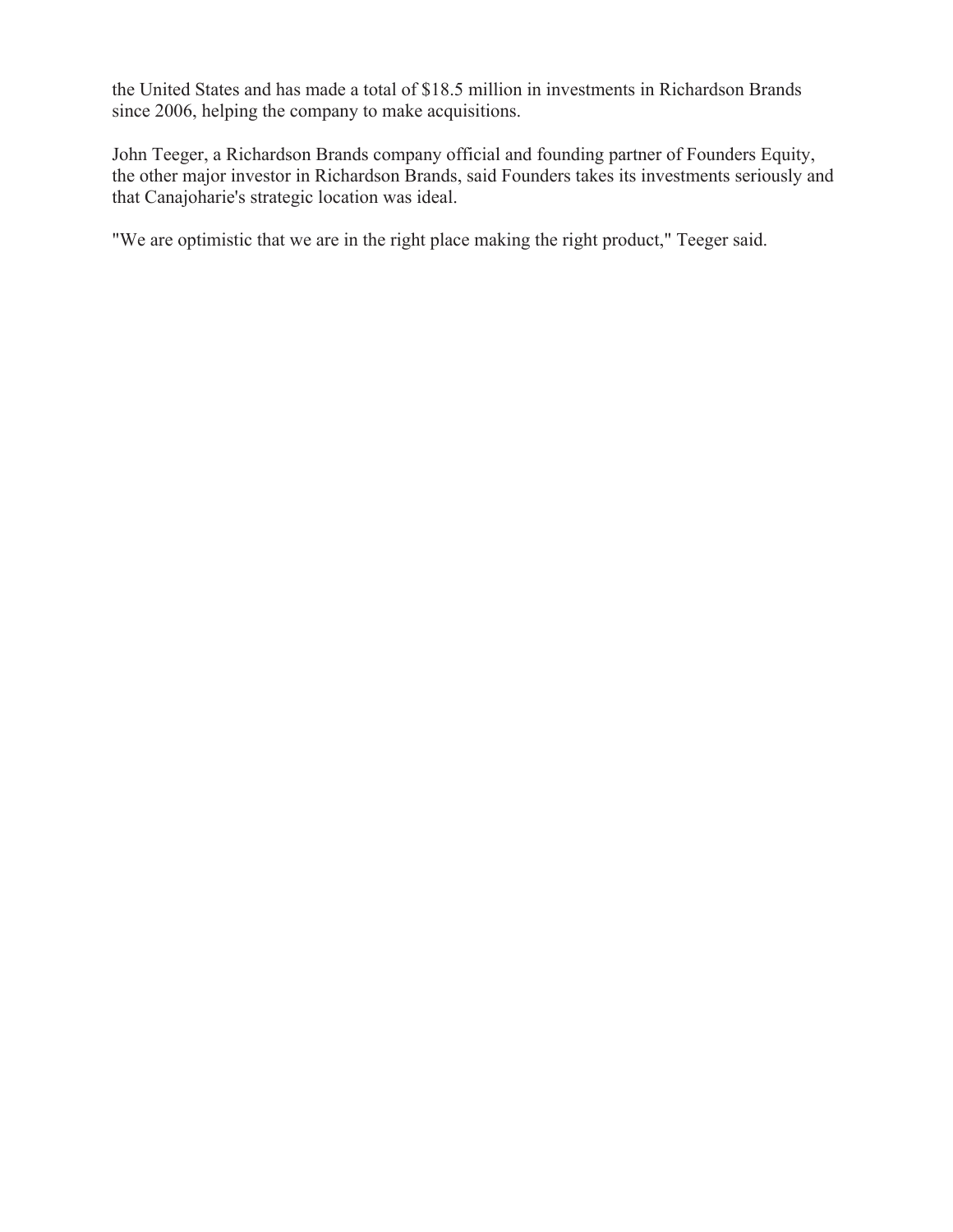the United States and has made a total of $18.5 million in investments in Richardson Brands since 2006, helping the company to make acquisitions.

John Teeger, a Richardson Brands company official and founding partner of Founders Equity, the other major investor in Richardson Brands, said Founders takes its investments seriously and that Canajoharie's strategic location was ideal.

"We are optimistic that we are in the right place making the right product," Teeger said.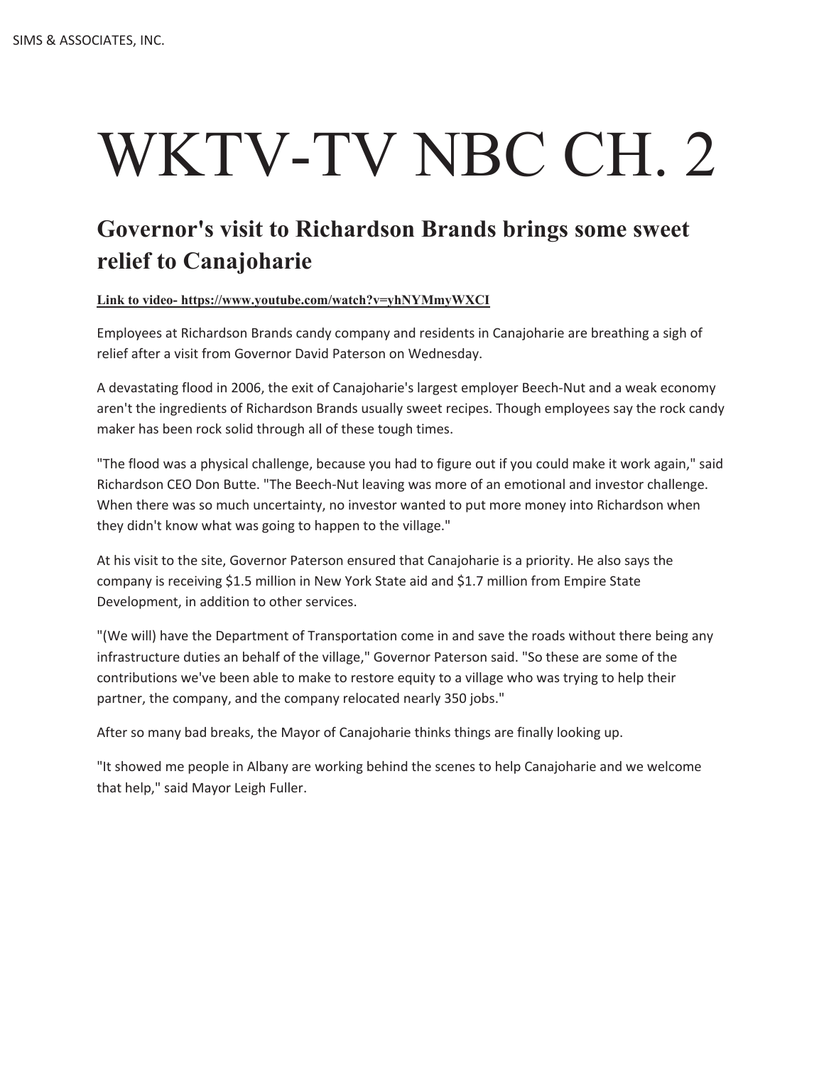# WKTV-TV NBC CH. 2

## Governor's visit to Richardson Brands brings some sweet relief to Canajoharie

**Link to video- https://www.youtube.com/watch?v=yhNYMmyWXCI**

Employees at Richardson Brands candy company and residents in Canajoharie are breathing a sigh of relief after a visit from Governor David Paterson on Wednesday.

A devastating flood in 2006, the exit of Canajoharie's largest employer Beech-Nut and a weak economy aren't the ingredients of Richardson Brands usually sweet recipes. Though employees say the rock candy maker has been rock solid through all of these tough times.

"The flood was a physical challenge, because you had to figure out if you could make it work again," said Richardson CEO Don Butte. "The Beech-Nut leaving was more of an emotional and investor challenge. When there was so much uncertainty, no investor wanted to put more money into Richardson when they didn't know what was going to happen to the village."

At his visit to the site, Governor Paterson ensured that Canajoharie is a priority. He also says the company is receiving $1.5 million in New York State aid and $1.7 million from Empire State Development, in addition to other services.

"(We will) have the Department of Transportation come in and save the roads without there being any infrastructure duties an behalf of the village," Governor Paterson said. "So these are some of the contributions we've been able to make to restore equity to a village who was trying to help their partner, the company, and the company relocated nearly 350 jobs."

After so many bad breaks, the Mayor of Canajoharie thinks things are finally looking up.

"It showed me people in Albany are working behind the scenes to help Canajoharie and we welcome that help," said Mayor Leigh Fuller.